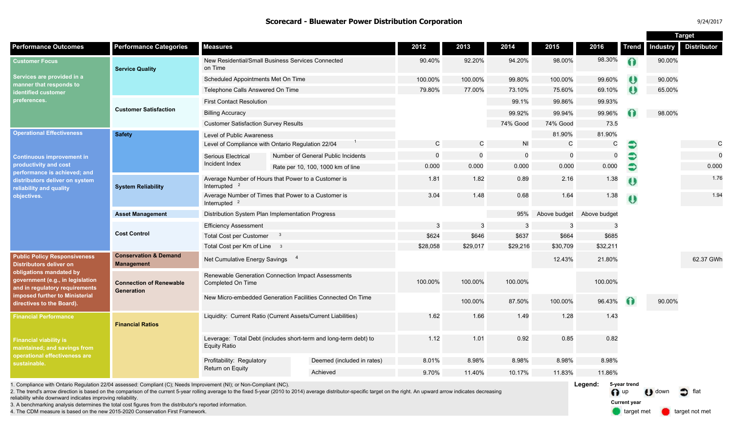# Scorecard - Bluewater Power Distribution Corporation

9/24/2017

| Performance Outcomes | Performance Categories | Measures | | 2012 | 2013 | 2014 | 2015 | 2016 | Trend | Target: Industry | Target: Distributor |
|---|---|---|---|---|---|---|---|---|---|---|---|
| **Customer Focus** Services are provided in a manner that responds to identified customer preferences. | Service Quality | New Residential/Small Business Services Connected on Time | | 90.40% | 92.20% | 94.20% | 98.00% | 98.30% | up | 90.00% | |
| | | Scheduled Appointments Met On Time | | 100.00% | 100.00% | 99.80% | 100.00% | 99.60% | down | 90.00% | |
| | | Telephone Calls Answered On Time | | 79.80% | 77.00% | 73.10% | 75.60% | 69.10% | down | 65.00% | |
| | Customer Satisfaction | First Contact Resolution | | | | 99.1% | 99.86% | 99.93% | | | |
| | | Billing Accuracy | | | | 99.92% | 99.94% | 99.96% | up | 98.00% | |
| | | Customer Satisfaction Survey Results | | | | 74% Good | 74% Good | 73.5 | | | |
| **Operational Effectiveness** Continuous improvement in productivity and cost performance is achieved; and distributors deliver on system reliability and quality objectives. | Safety | Level of Public Awareness | | | | | 81.90% | 81.90% | | | |
| | | Level of Compliance with Ontario Regulation 22/04 [1] | | C | C | NI | C | C | flat | | C |
| | | Serious Electrical Incident Index | Number of General Public Incidents | 0 | 0 | 0 | 0 | 0 | flat | | 0 |
| | | | Rate per 10, 100, 1000 km of line | 0.000 | 0.000 | 0.000 | 0.000 | 0.000 | flat | | 0.000 |
| | System Reliability | Average Number of Hours that Power to a Customer is Interrupted [2] | | 1.81 | 1.82 | 0.89 | 2.16 | 1.38 | down | | 1.76 |
| | | Average Number of Times that Power to a Customer is Interrupted [2] | | 3.04 | 1.48 | 0.68 | 1.64 | 1.38 | down | | 1.94 |
| | Asset Management | Distribution System Plan Implementation Progress | | | | 95% | Above budget | Above budget | | | |
| | Cost Control | Efficiency Assessment | | 3 | 3 | 3 | 3 | 3 | | | |
| | | Total Cost per Customer [3] | | $624 | $646 | $637 | $664 | $685 | | | |
| | | Total Cost per Km of Line [3] | | $28,058 | $29,017 | $29,216 | $30,709 | $32,211 | | | |
| **Public Policy Responsiveness** Distributors deliver on obligations mandated by government (e.g., in legislation and in regulatory requirements imposed further to Ministerial directives to the Board). | Conservation & Demand Management | Net Cumulative Energy Savings [4] | | | | | 12.43% | 21.80% | | | 62.37 GWh |
| | Connection of Renewable Generation | Renewable Generation Connection Impact Assessments Completed On Time | | 100.00% | 100.00% | 100.00% | | 100.00% | | | |
| | | New Micro-embedded Generation Facilities Connected On Time | | | 100.00% | 87.50% | 100.00% | 96.43% | up | 90.00% | |
| **Financial Performance** Financial viability is maintained; and savings from operational effectiveness are sustainable. | Financial Ratios | Liquidity: Current Ratio (Current Assets/Current Liabilities) | | 1.62 | 1.66 | 1.49 | 1.28 | 1.43 | | | |
| | | Leverage: Total Debt (includes short-term and long-term debt) to Equity Ratio | | 1.12 | 1.01 | 0.92 | 0.85 | 0.82 | | | |
| | | Profitability: Regulatory Return on Equity | Deemed (included in rates) | 8.01% | 8.98% | 8.98% | 8.98% | 8.98% | | | |
| | | | Achieved | 9.70% | 11.40% | 10.17% | 11.83% | 11.86% | | | |

1. Compliance with Ontario Regulation 22/04 assessed: Compliant (C); Needs Improvement (NI); or Non-Compliant (NC).
2. The trend's arrow direction is based on the comparison of the current 5-year rolling average to the fixed 5-year (2010 to 2014) average distributor-specific target on the right. An upward arrow indicates decreasing reliability while downward indicates improving reliability.
3. A benchmarking analysis determines the total cost figures from the distributor's reported information.
4. The CDM measure is based on the new 2015-2020 Conservation First Framework.

**Legend:**
5-year trend: up, down, flat
Current year: target met, target not met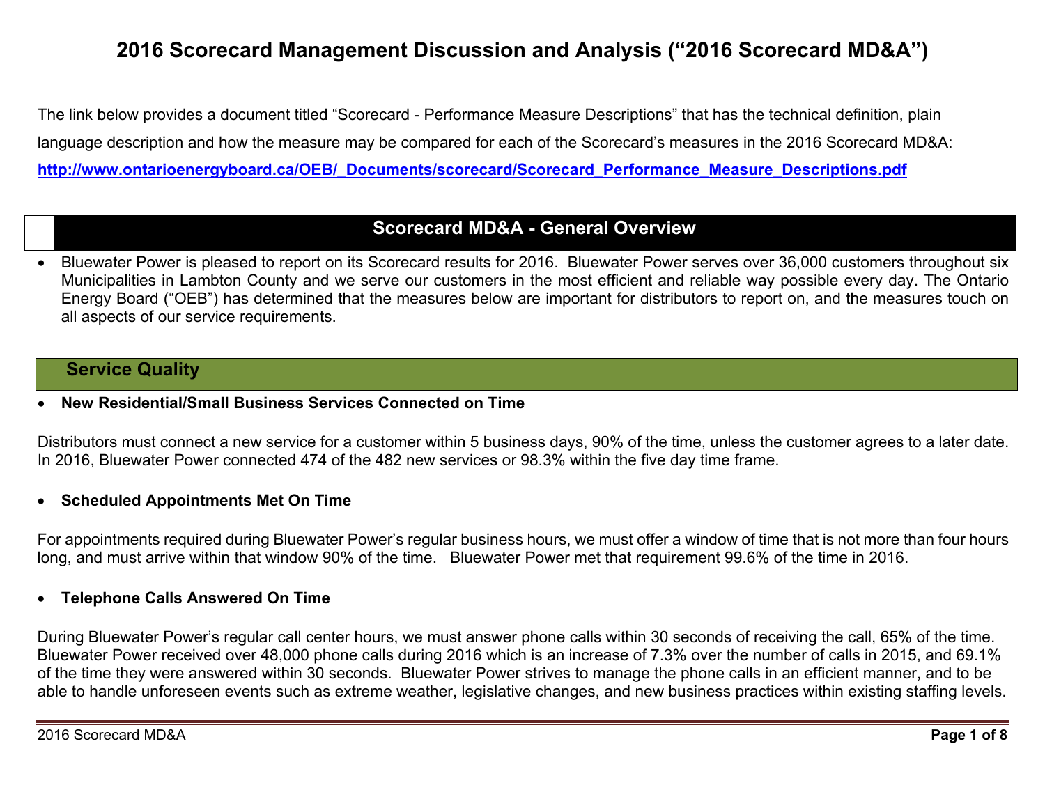# 2016 Scorecard Management Discussion and Analysis ("2016 Scorecard MD&A")

The link below provides a document titled "Scorecard - Performance Measure Descriptions" that has the technical definition, plain language description and how the measure may be compared for each of the Scorecard's measures in the 2016 Scorecard MD&A:

[http://www.ontarioenergyboard.ca/OEB/_Documents/scorecard/Scorecard_Performance_Measure_Descriptions.pdf](http://www.ontarioenergyboard.ca/OEB/_Documents/scorecard/Scorecard_Performance_Measure_Descriptions.pdf)

## Scorecard MD&A - General Overview

- Bluewater Power is pleased to report on its Scorecard results for 2016. Bluewater Power serves over 36,000 customers throughout six Municipalities in Lambton County and we serve our customers in the most efficient and reliable way possible every day. The Ontario Energy Board ("OEB") has determined that the measures below are important for distributors to report on, and the measures touch on all aspects of our service requirements.

## Service Quality

- **New Residential/Small Business Services Connected on Time**

Distributors must connect a new service for a customer within 5 business days, 90% of the time, unless the customer agrees to a later date. In 2016, Bluewater Power connected 474 of the 482 new services or 98.3% within the five day time frame.

- **Scheduled Appointments Met On Time**

For appointments required during Bluewater Power's regular business hours, we must offer a window of time that is not more than four hours long, and must arrive within that window 90% of the time. Bluewater Power met that requirement 99.6% of the time in 2016.

- **Telephone Calls Answered On Time**

During Bluewater Power's regular call center hours, we must answer phone calls within 30 seconds of receiving the call, 65% of the time. Bluewater Power received over 48,000 phone calls during 2016 which is an increase of 7.3% over the number of calls in 2015, and 69.1% of the time they were answered within 30 seconds. Bluewater Power strives to manage the phone calls in an efficient manner, and to be able to handle unforeseen events such as extreme weather, legislative changes, and new business practices within existing staffing levels.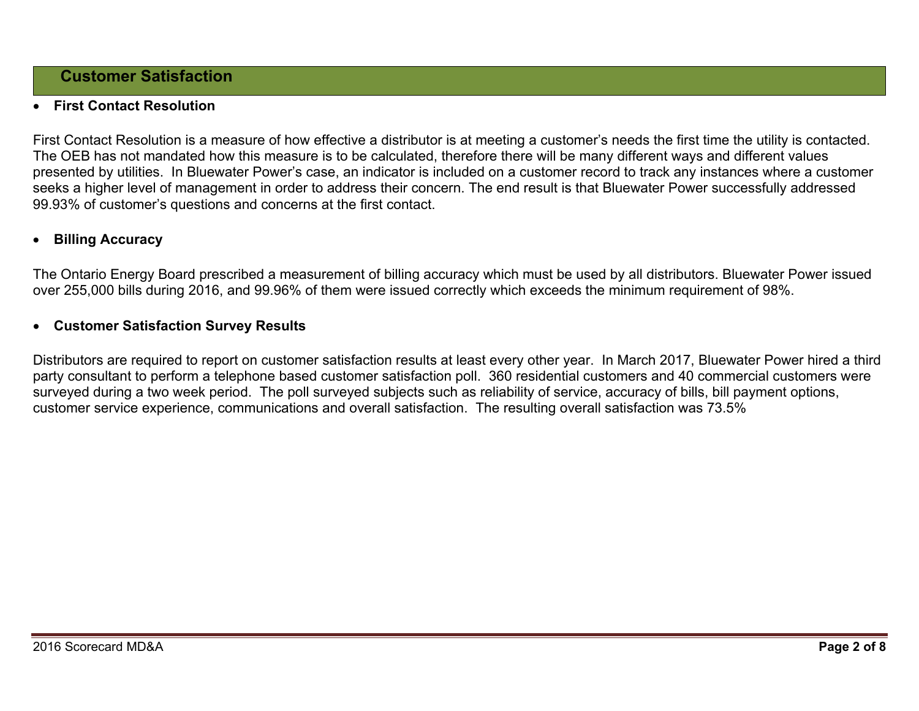## Customer Satisfaction

- **First Contact Resolution**

First Contact Resolution is a measure of how effective a distributor is at meeting a customer's needs the first time the utility is contacted. The OEB has not mandated how this measure is to be calculated, therefore there will be many different ways and different values presented by utilities. In Bluewater Power's case, an indicator is included on a customer record to track any instances where a customer seeks a higher level of management in order to address their concern. The end result is that Bluewater Power successfully addressed 99.93% of customer's questions and concerns at the first contact.

- **Billing Accuracy**

The Ontario Energy Board prescribed a measurement of billing accuracy which must be used by all distributors. Bluewater Power issued over 255,000 bills during 2016, and 99.96% of them were issued correctly which exceeds the minimum requirement of 98%.

- **Customer Satisfaction Survey Results**

Distributors are required to report on customer satisfaction results at least every other year. In March 2017, Bluewater Power hired a third party consultant to perform a telephone based customer satisfaction poll. 360 residential customers and 40 commercial customers were surveyed during a two week period. The poll surveyed subjects such as reliability of service, accuracy of bills, bill payment options, customer service experience, communications and overall satisfaction. The resulting overall satisfaction was 73.5%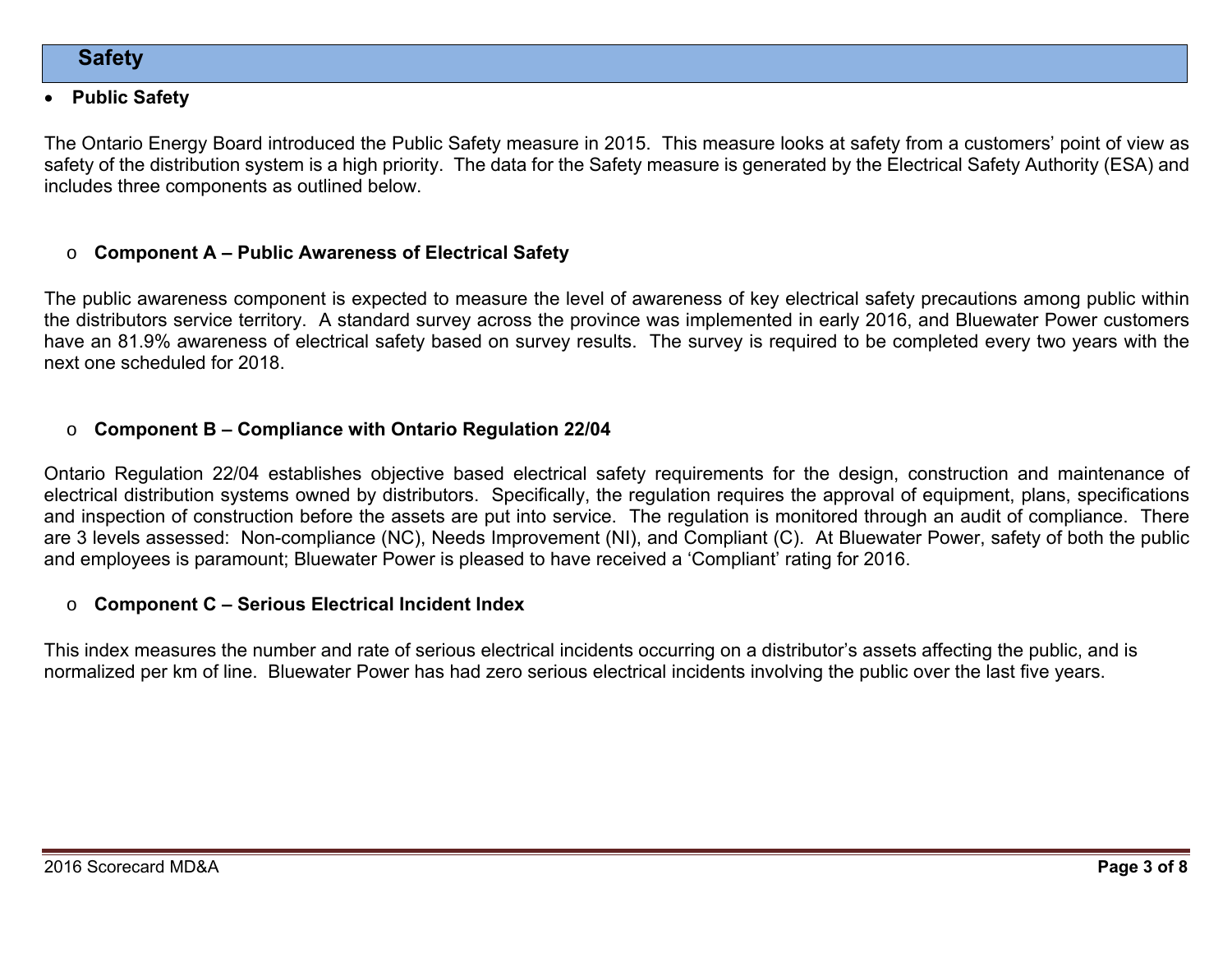## Safety

- **Public Safety**

The Ontario Energy Board introduced the Public Safety measure in 2015. This measure looks at safety from a customers' point of view as safety of the distribution system is a high priority. The data for the Safety measure is generated by the Electrical Safety Authority (ESA) and includes three components as outlined below.

  - **Component A – Public Awareness of Electrical Safety**

The public awareness component is expected to measure the level of awareness of key electrical safety precautions among public within the distributors service territory. A standard survey across the province was implemented in early 2016, and Bluewater Power customers have an 81.9% awareness of electrical safety based on survey results. The survey is required to be completed every two years with the next one scheduled for 2018.

  - **Component B – Compliance with Ontario Regulation 22/04**

Ontario Regulation 22/04 establishes objective based electrical safety requirements for the design, construction and maintenance of electrical distribution systems owned by distributors. Specifically, the regulation requires the approval of equipment, plans, specifications and inspection of construction before the assets are put into service. The regulation is monitored through an audit of compliance. There are 3 levels assessed: Non-compliance (NC), Needs Improvement (NI), and Compliant (C). At Bluewater Power, safety of both the public and employees is paramount; Bluewater Power is pleased to have received a 'Compliant' rating for 2016.

  - **Component C – Serious Electrical Incident Index**

This index measures the number and rate of serious electrical incidents occurring on a distributor's assets affecting the public, and is normalized per km of line. Bluewater Power has had zero serious electrical incidents involving the public over the last five years.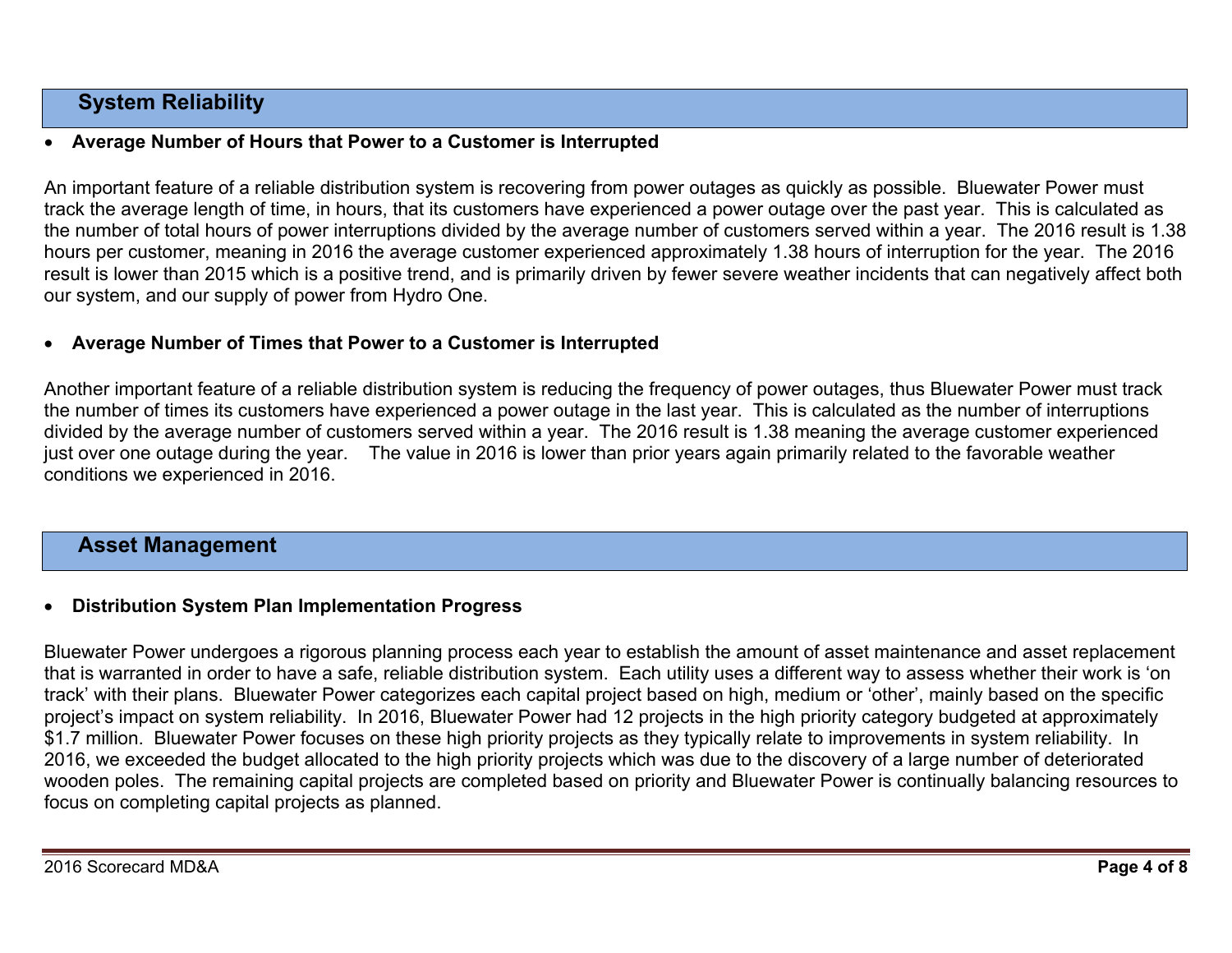## System Reliability

- **Average Number of Hours that Power to a Customer is Interrupted**

An important feature of a reliable distribution system is recovering from power outages as quickly as possible. Bluewater Power must track the average length of time, in hours, that its customers have experienced a power outage over the past year. This is calculated as the number of total hours of power interruptions divided by the average number of customers served within a year. The 2016 result is 1.38 hours per customer, meaning in 2016 the average customer experienced approximately 1.38 hours of interruption for the year. The 2016 result is lower than 2015 which is a positive trend, and is primarily driven by fewer severe weather incidents that can negatively affect both our system, and our supply of power from Hydro One.

- **Average Number of Times that Power to a Customer is Interrupted**

Another important feature of a reliable distribution system is reducing the frequency of power outages, thus Bluewater Power must track the number of times its customers have experienced a power outage in the last year. This is calculated as the number of interruptions divided by the average number of customers served within a year. The 2016 result is 1.38 meaning the average customer experienced just over one outage during the year. The value in 2016 is lower than prior years again primarily related to the favorable weather conditions we experienced in 2016.

## Asset Management

- **Distribution System Plan Implementation Progress**

Bluewater Power undergoes a rigorous planning process each year to establish the amount of asset maintenance and asset replacement that is warranted in order to have a safe, reliable distribution system. Each utility uses a different way to assess whether their work is 'on track' with their plans. Bluewater Power categorizes each capital project based on high, medium or 'other', mainly based on the specific project's impact on system reliability. In 2016, Bluewater Power had 12 projects in the high priority category budgeted at approximately $1.7 million. Bluewater Power focuses on these high priority projects as they typically relate to improvements in system reliability. In 2016, we exceeded the budget allocated to the high priority projects which was due to the discovery of a large number of deteriorated wooden poles. The remaining capital projects are completed based on priority and Bluewater Power is continually balancing resources to focus on completing capital projects as planned.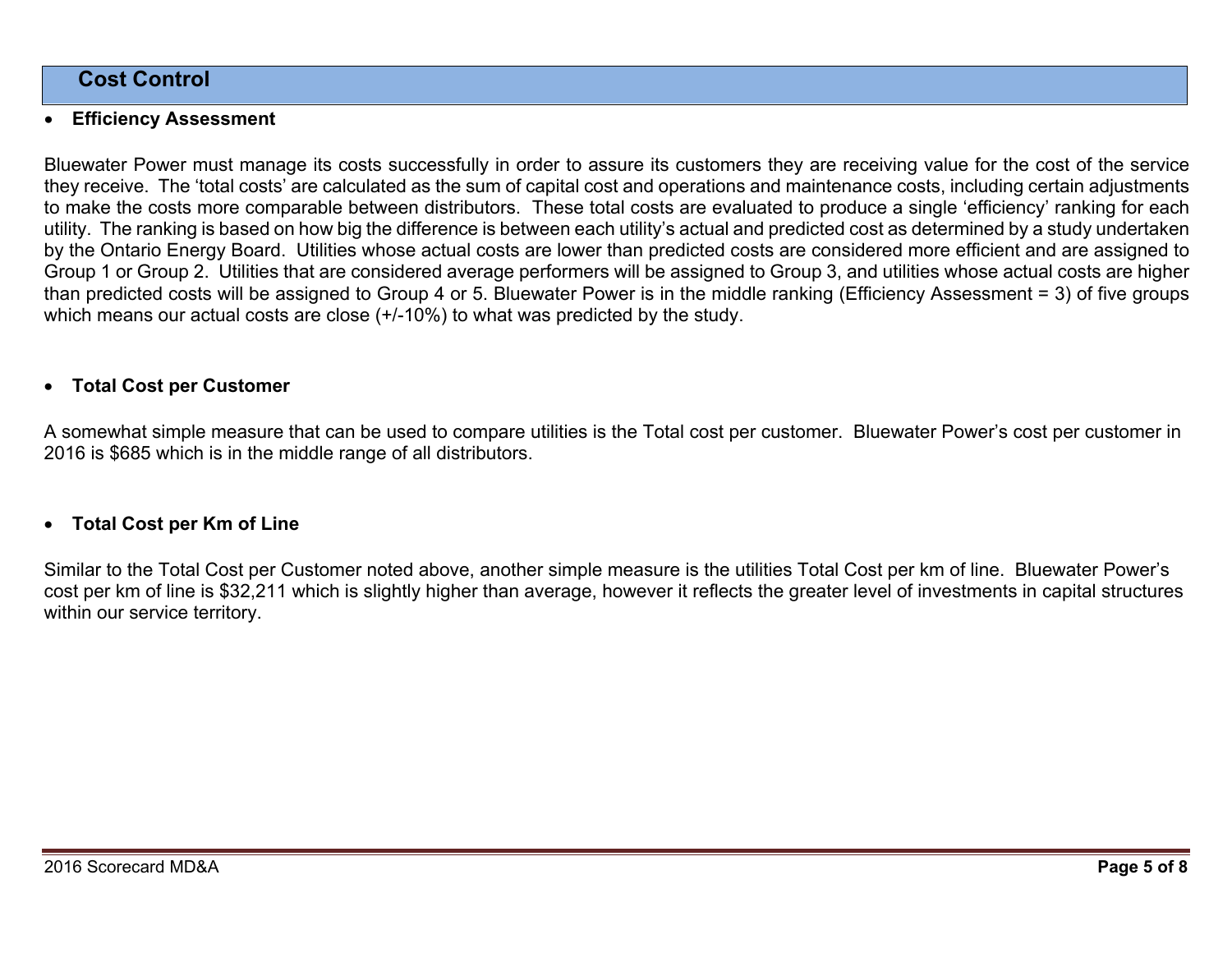## Cost Control

- **Efficiency Assessment**

Bluewater Power must manage its costs successfully in order to assure its customers they are receiving value for the cost of the service they receive. The 'total costs' are calculated as the sum of capital cost and operations and maintenance costs, including certain adjustments to make the costs more comparable between distributors. These total costs are evaluated to produce a single 'efficiency' ranking for each utility. The ranking is based on how big the difference is between each utility's actual and predicted cost as determined by a study undertaken by the Ontario Energy Board. Utilities whose actual costs are lower than predicted costs are considered more efficient and are assigned to Group 1 or Group 2. Utilities that are considered average performers will be assigned to Group 3, and utilities whose actual costs are higher than predicted costs will be assigned to Group 4 or 5. Bluewater Power is in the middle ranking (Efficiency Assessment = 3) of five groups which means our actual costs are close (+/-10%) to what was predicted by the study.

- **Total Cost per Customer**

A somewhat simple measure that can be used to compare utilities is the Total cost per customer. Bluewater Power's cost per customer in 2016 is $685 which is in the middle range of all distributors.

- **Total Cost per Km of Line**

Similar to the Total Cost per Customer noted above, another simple measure is the utilities Total Cost per km of line. Bluewater Power's cost per km of line is $32,211 which is slightly higher than average, however it reflects the greater level of investments in capital structures within our service territory.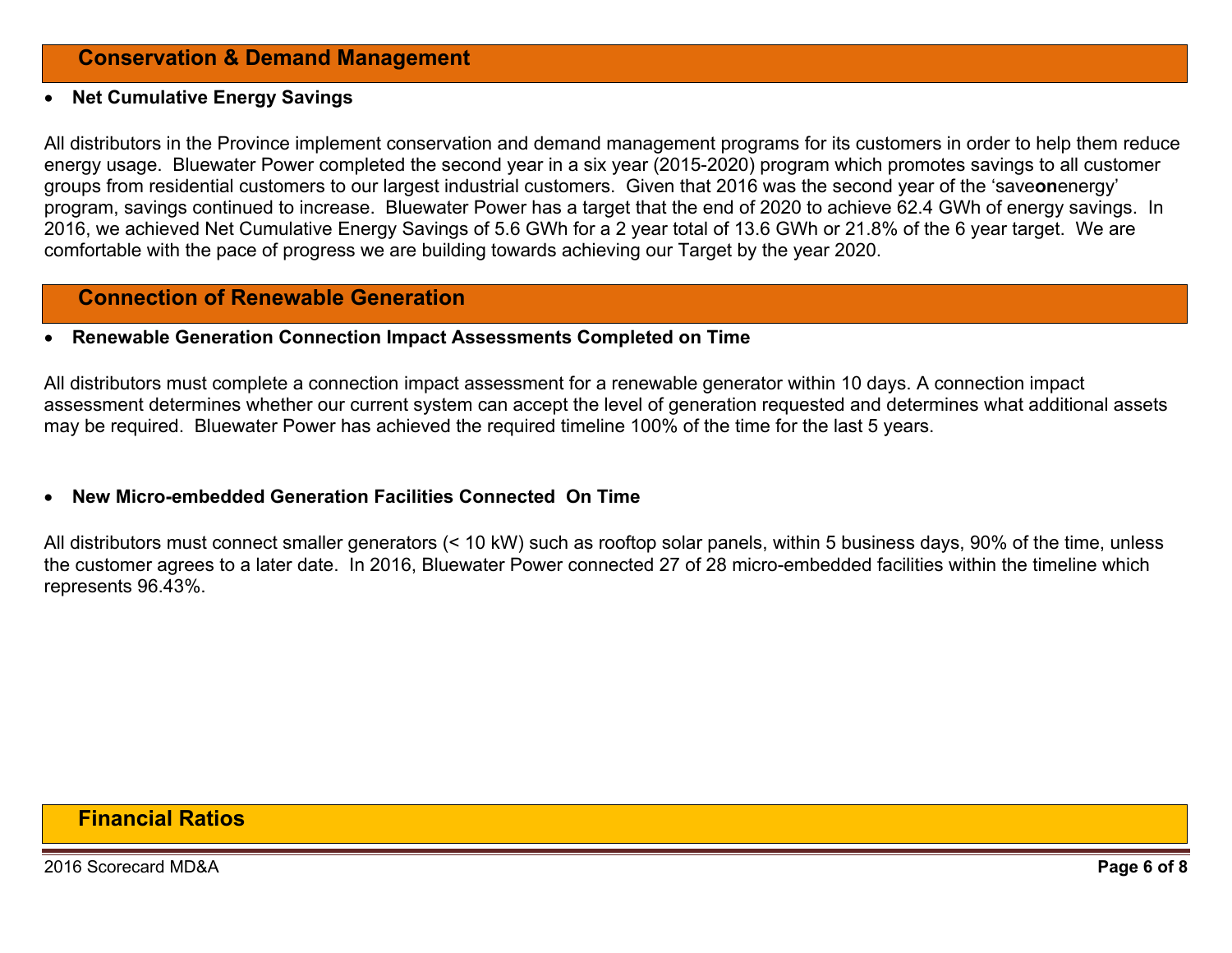## Conservation & Demand Management

- **Net Cumulative Energy Savings**

All distributors in the Province implement conservation and demand management programs for its customers in order to help them reduce energy usage. Bluewater Power completed the second year in a six year (2015-2020) program which promotes savings to all customer groups from residential customers to our largest industrial customers. Given that 2016 was the second year of the 'save**on**energy' program, savings continued to increase. Bluewater Power has a target that the end of 2020 to achieve 62.4 GWh of energy savings. In 2016, we achieved Net Cumulative Energy Savings of 5.6 GWh for a 2 year total of 13.6 GWh or 21.8% of the 6 year target. We are comfortable with the pace of progress we are building towards achieving our Target by the year 2020.

## Connection of Renewable Generation

- **Renewable Generation Connection Impact Assessments Completed on Time**

All distributors must complete a connection impact assessment for a renewable generator within 10 days. A connection impact assessment determines whether our current system can accept the level of generation requested and determines what additional assets may be required. Bluewater Power has achieved the required timeline 100% of the time for the last 5 years.

- **New Micro-embedded Generation Facilities Connected On Time**

All distributors must connect smaller generators (< 10 kW) such as rooftop solar panels, within 5 business days, 90% of the time, unless the customer agrees to a later date. In 2016, Bluewater Power connected 27 of 28 micro-embedded facilities within the timeline which represents 96.43%.

## Financial Ratios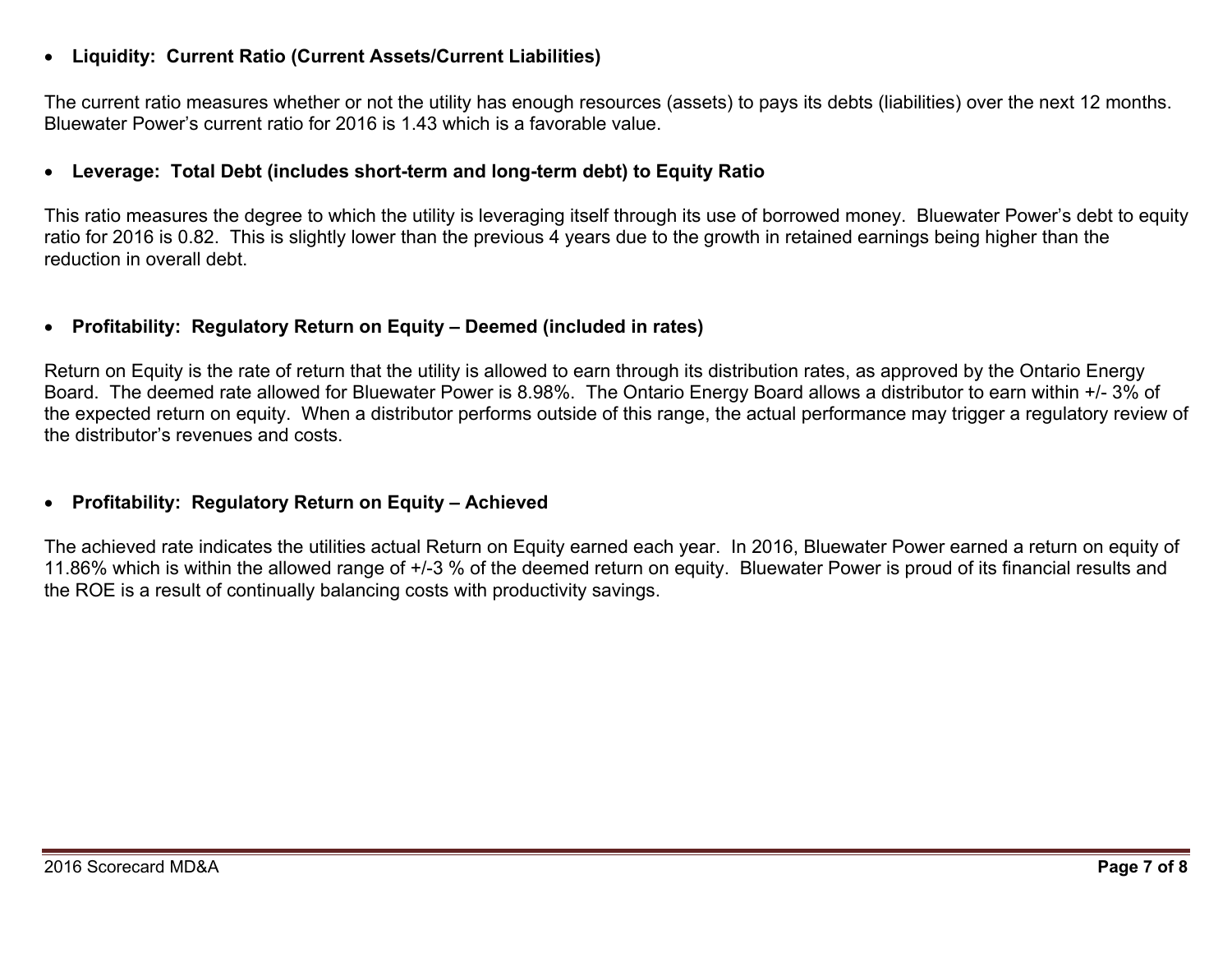- **Liquidity: Current Ratio (Current Assets/Current Liabilities)**

The current ratio measures whether or not the utility has enough resources (assets) to pays its debts (liabilities) over the next 12 months. Bluewater Power's current ratio for 2016 is 1.43 which is a favorable value.

- **Leverage: Total Debt (includes short-term and long-term debt) to Equity Ratio**

This ratio measures the degree to which the utility is leveraging itself through its use of borrowed money. Bluewater Power's debt to equity ratio for 2016 is 0.82. This is slightly lower than the previous 4 years due to the growth in retained earnings being higher than the reduction in overall debt.

- **Profitability: Regulatory Return on Equity – Deemed (included in rates)**

Return on Equity is the rate of return that the utility is allowed to earn through its distribution rates, as approved by the Ontario Energy Board. The deemed rate allowed for Bluewater Power is 8.98%. The Ontario Energy Board allows a distributor to earn within +/- 3% of the expected return on equity. When a distributor performs outside of this range, the actual performance may trigger a regulatory review of the distributor's revenues and costs.

- **Profitability: Regulatory Return on Equity – Achieved**

The achieved rate indicates the utilities actual Return on Equity earned each year. In 2016, Bluewater Power earned a return on equity of 11.86% which is within the allowed range of +/-3 % of the deemed return on equity. Bluewater Power is proud of its financial results and the ROE is a result of continually balancing costs with productivity savings.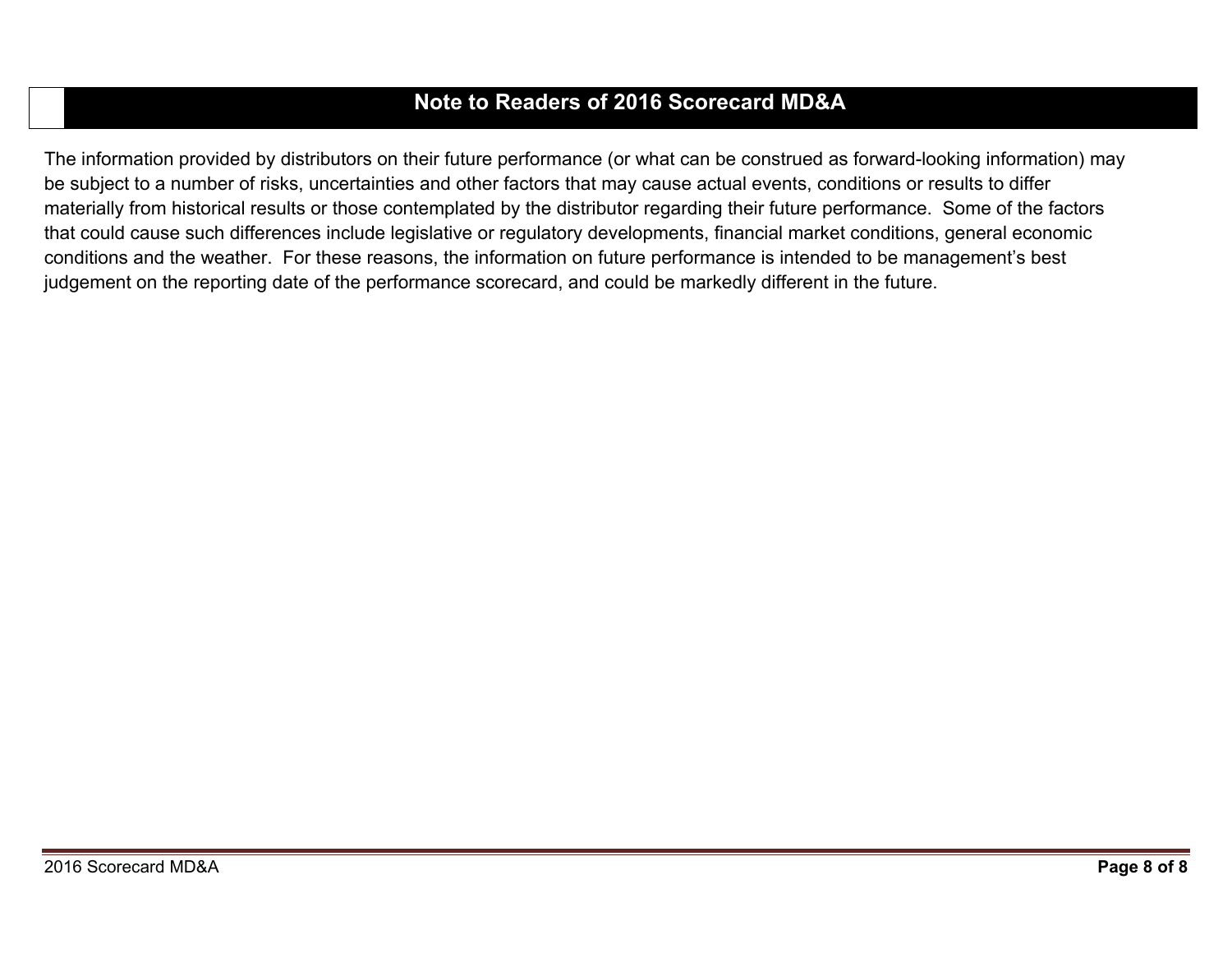## Note to Readers of 2016 Scorecard MD&A

The information provided by distributors on their future performance (or what can be construed as forward-looking information) may be subject to a number of risks, uncertainties and other factors that may cause actual events, conditions or results to differ materially from historical results or those contemplated by the distributor regarding their future performance. Some of the factors that could cause such differences include legislative or regulatory developments, financial market conditions, general economic conditions and the weather. For these reasons, the information on future performance is intended to be management's best judgement on the reporting date of the performance scorecard, and could be markedly different in the future.